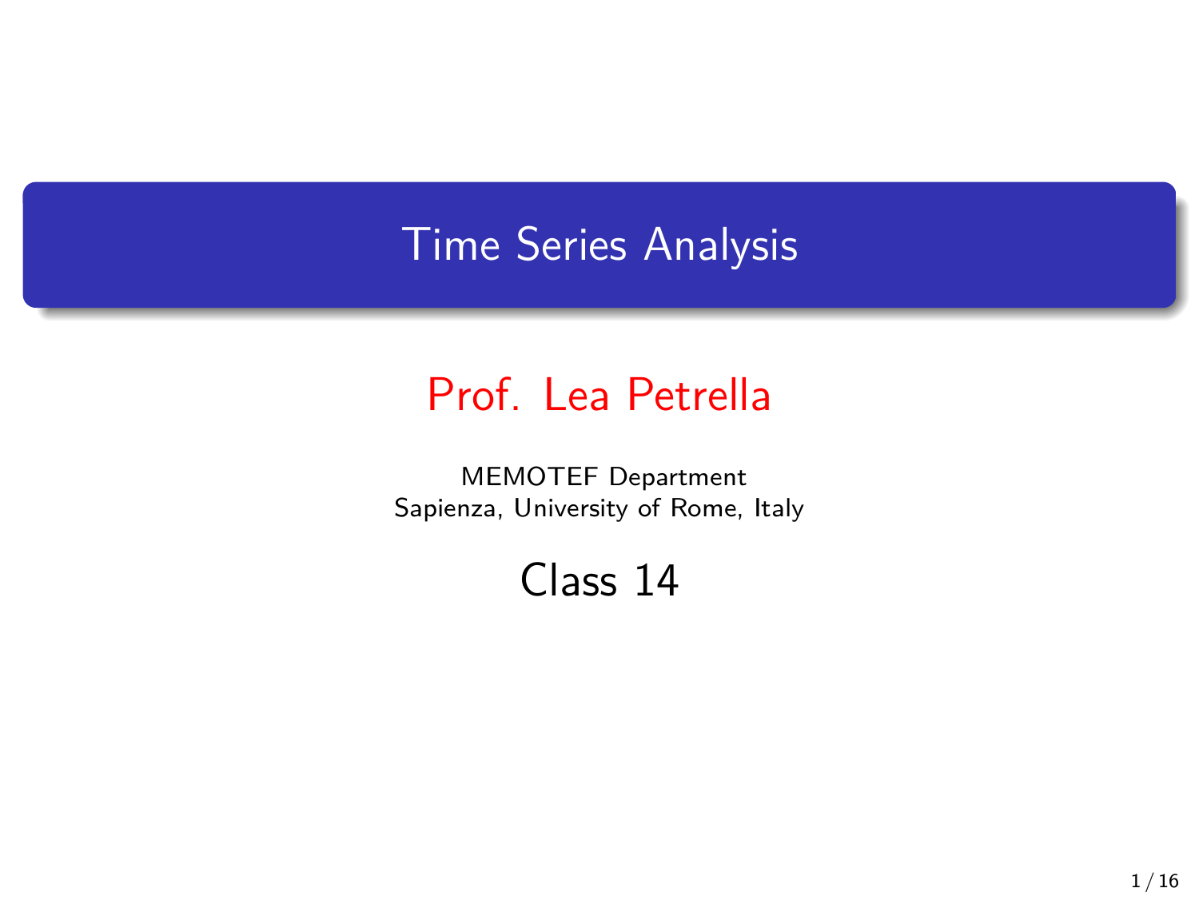# Time Series Analysis

## Prof. Lea Petrella

MEMOTEF Department
Sapienza, University of Rome, Italy

### Class 14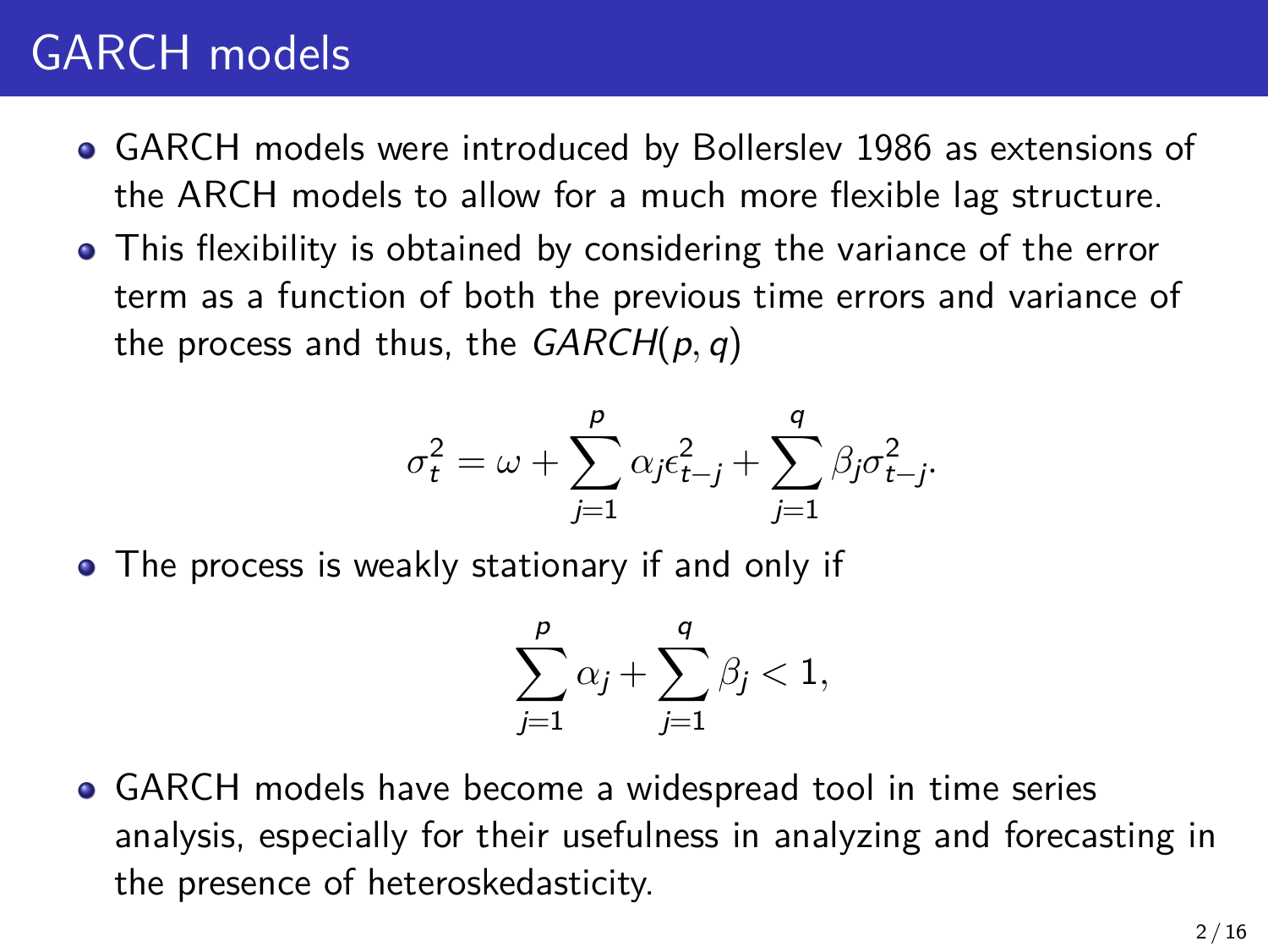# GARCH models

- GARCH models were introduced by Bollerslev 1986 as extensions of the ARCH models to allow for a much more flexible lag structure.
- This flexibility is obtained by considering the variance of the error term as a function of both the previous time errors and variance of the process and thus, the $GARCH(p, q)$

$$\sigma_t^2 = \omega + \sum_{j=1}^{p} \alpha_j \epsilon_{t-j}^2 + \sum_{j=1}^{q} \beta_j \sigma_{t-j}^2.$$

- The process is weakly stationary if and only if

$$\sum_{j=1}^{p} \alpha_j + \sum_{j=1}^{q} \beta_j < 1,$$

- GARCH models have become a widespread tool in time series analysis, especially for their usefulness in analyzing and forecasting in the presence of heteroskedasticity.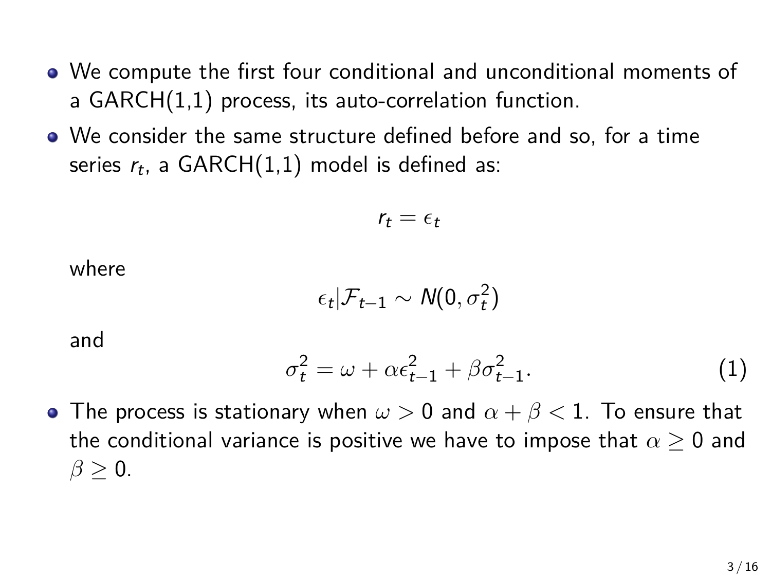- We compute the first four conditional and unconditional moments of a GARCH(1,1) process, its auto-correlation function.
- We consider the same structure defined before and so, for a time series $r_t$, a GARCH(1,1) model is defined as:

$$r_t = \epsilon_t$$

where

$$\epsilon_t | \mathcal{F}_{t-1} \sim N(0, \sigma_t^2)$$

and

$$\sigma_t^2 = \omega + \alpha \epsilon_{t-1}^2 + \beta \sigma_{t-1}^2. \tag{1}$$

- The process is stationary when $\omega > 0$ and $\alpha + \beta < 1$. To ensure that the conditional variance is positive we have to impose that $\alpha \geq 0$ and $\beta \geq 0$.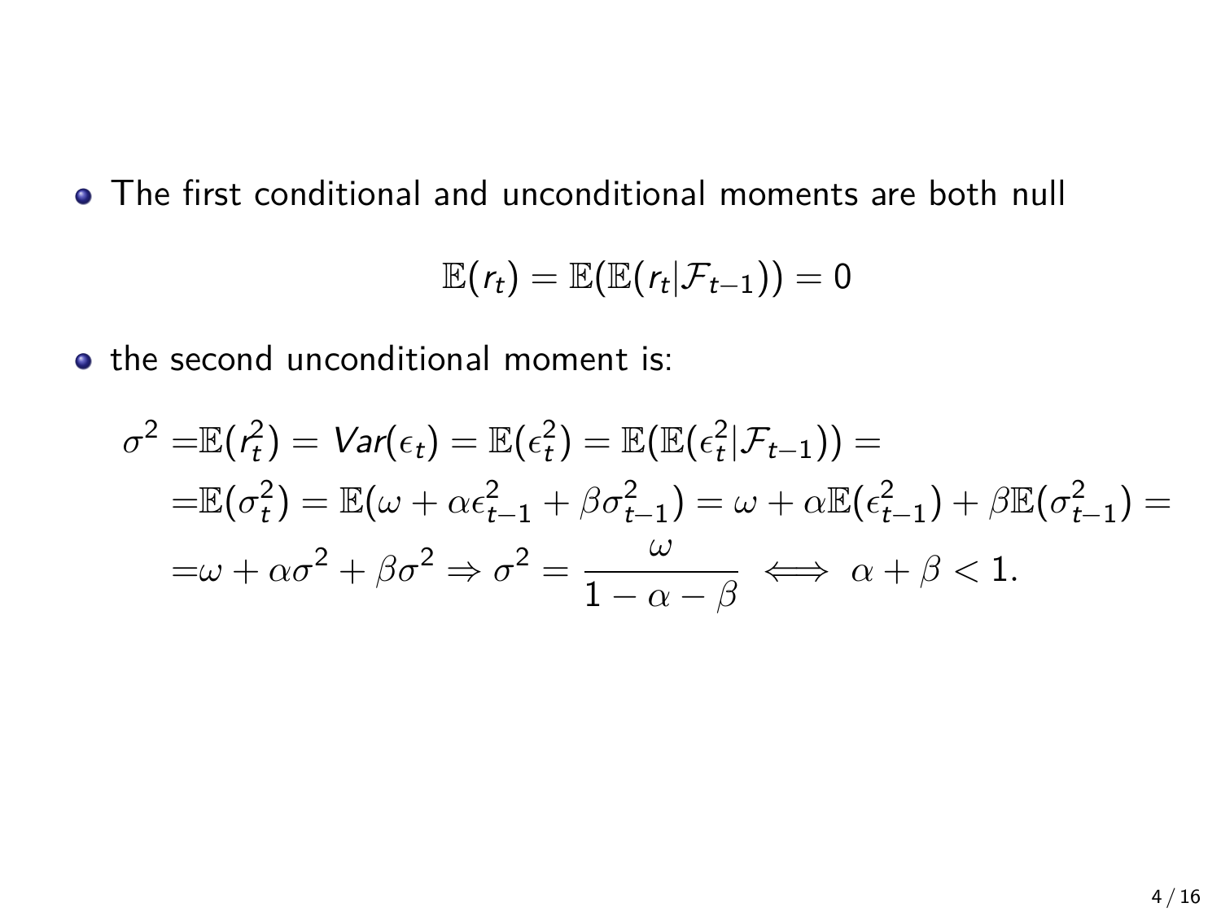- The first conditional and unconditional moments are both null

$$\mathbb{E}(r_t) = \mathbb{E}(\mathbb{E}(r_t|\mathcal{F}_{t-1})) = 0$$

- the second unconditional moment is:

$$\begin{aligned}
\sigma^2 =& \mathbb{E}(r_t^2) = Var(\epsilon_t) = \mathbb{E}(\epsilon_t^2) = \mathbb{E}(\mathbb{E}(\epsilon_t^2|\mathcal{F}_{t-1})) = \\
=& \mathbb{E}(\sigma_t^2) = \mathbb{E}(\omega + \alpha\epsilon_{t-1}^2 + \beta\sigma_{t-1}^2) = \omega + \alpha\mathbb{E}(\epsilon_{t-1}^2) + \beta\mathbb{E}(\sigma_{t-1}^2) = \\
=& \omega + \alpha\sigma^2 + \beta\sigma^2 \Rightarrow \sigma^2 = \frac{\omega}{1 - \alpha - \beta} \iff \alpha + \beta < 1.
\end{aligned}$$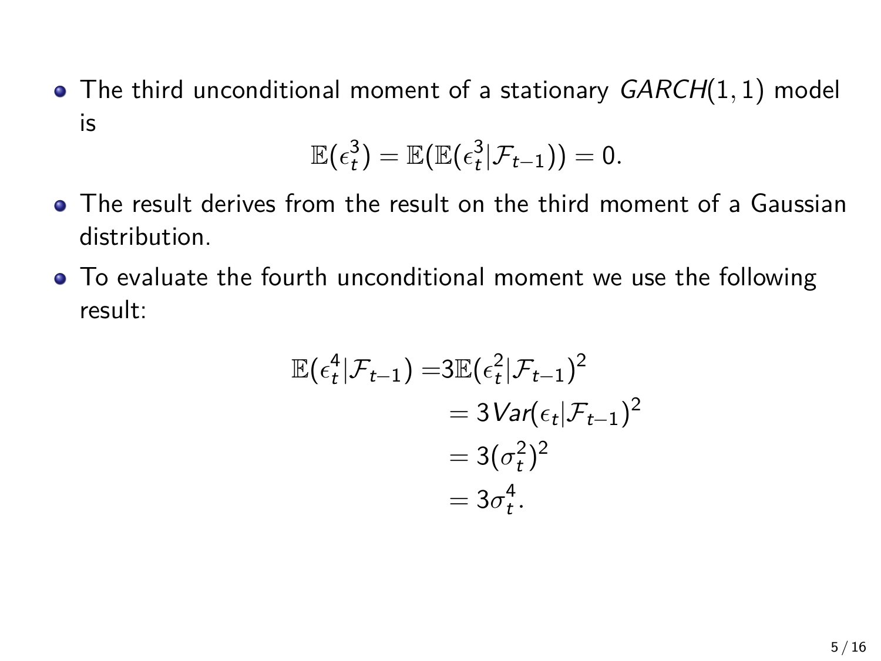- The third unconditional moment of a stationary $GARCH(1,1)$ model is

$$\mathbb{E}(\epsilon_t^3) = \mathbb{E}(\mathbb{E}(\epsilon_t^3|\mathcal{F}_{t-1})) = 0.$$

- The result derives from the result on the third moment of a Gaussian distribution.
- To evaluate the fourth unconditional moment we use the following result:

$$\begin{aligned}
\mathbb{E}(\epsilon_t^4|\mathcal{F}_{t-1}) =& 3\mathbb{E}(\epsilon_t^2|\mathcal{F}_{t-1})^2 \\
&= 3Var(\epsilon_t|\mathcal{F}_{t-1})^2 \\
&= 3(\sigma_t^2)^2 \\
&= 3\sigma_t^4.
\end{aligned}$$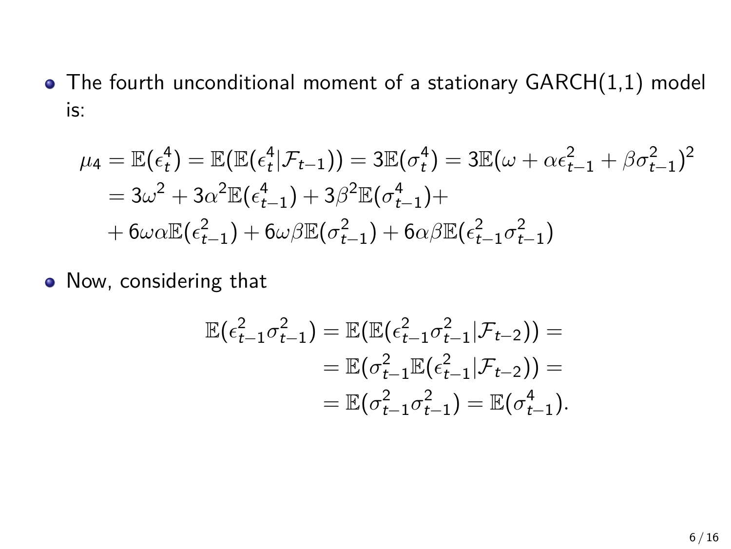- The fourth unconditional moment of a stationary GARCH(1,1) model is:

$$
\begin{aligned}
\mu_4 &= \mathbb{E}(\epsilon_t^4) = \mathbb{E}(\mathbb{E}(\epsilon_t^4|\mathcal{F}_{t-1})) = 3\mathbb{E}(\sigma_t^4) = 3\mathbb{E}(\omega + \alpha\epsilon_{t-1}^2 + \beta\sigma_{t-1}^2)^2 \\
&= 3\omega^2 + 3\alpha^2\mathbb{E}(\epsilon_{t-1}^4) + 3\beta^2\mathbb{E}(\sigma_{t-1}^4) + \\
&+ 6\omega\alpha\mathbb{E}(\epsilon_{t-1}^2) + 6\omega\beta\mathbb{E}(\sigma_{t-1}^2) + 6\alpha\beta\mathbb{E}(\epsilon_{t-1}^2\sigma_{t-1}^2)
\end{aligned}
$$

- Now, considering that

$$
\begin{aligned}
\mathbb{E}(\epsilon_{t-1}^2\sigma_{t-1}^2) &= \mathbb{E}(\mathbb{E}(\epsilon_{t-1}^2\sigma_{t-1}^2|\mathcal{F}_{t-2})) = \\
&= \mathbb{E}(\sigma_{t-1}^2\mathbb{E}(\epsilon_{t-1}^2|\mathcal{F}_{t-2})) = \\
&= \mathbb{E}(\sigma_{t-1}^2\sigma_{t-1}^2) = \mathbb{E}(\sigma_{t-1}^4).
\end{aligned}
$$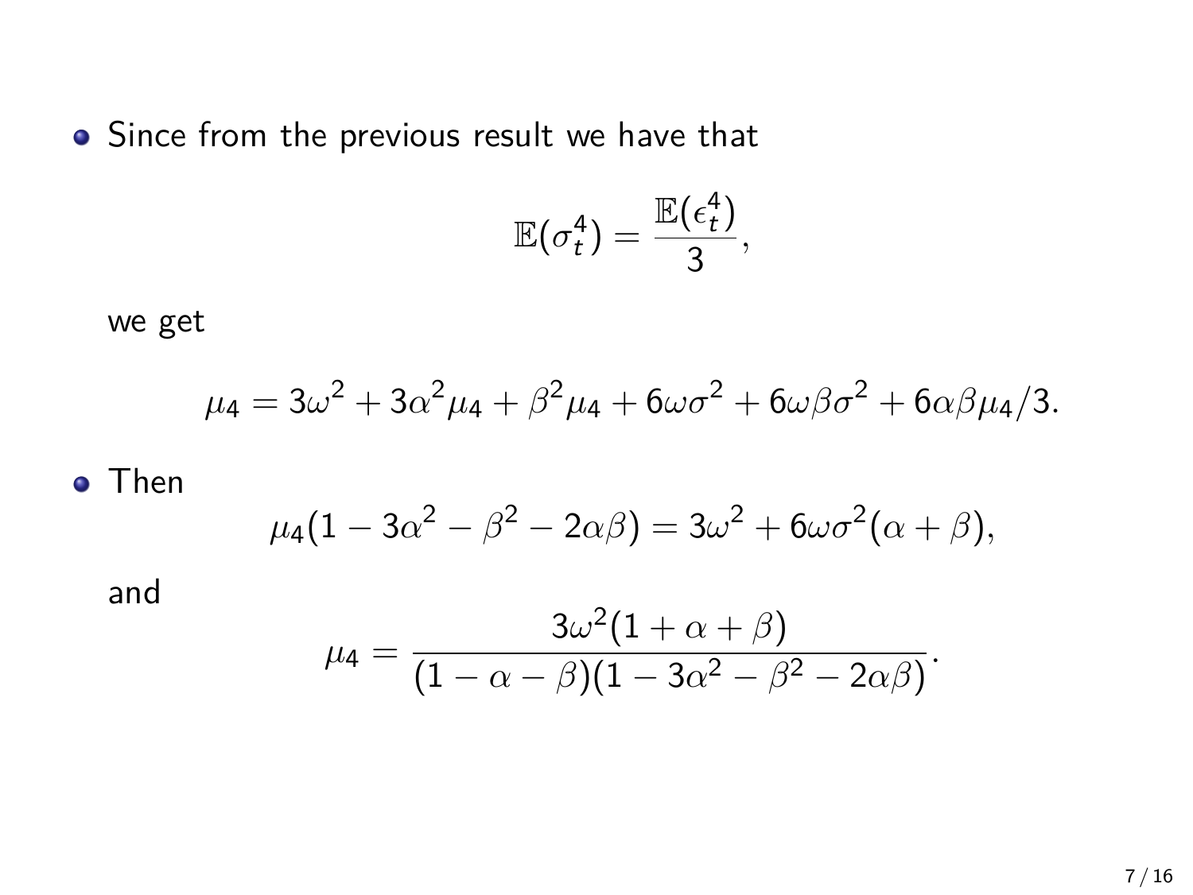- Since from the previous result we have that

$$\mathbb{E}(\sigma_t^4) = \frac{\mathbb{E}(\epsilon_t^4)}{3},$$

we get

$$\mu_4 = 3\omega^2 + 3\alpha^2\mu_4 + \beta^2\mu_4 + 6\omega\sigma^2 + 6\omega\beta\sigma^2 + 6\alpha\beta\mu_4/3.$$

- Then

$$\mu_4(1 - 3\alpha^2 - \beta^2 - 2\alpha\beta) = 3\omega^2 + 6\omega\sigma^2(\alpha + \beta),$$

and

$$\mu_4 = \frac{3\omega^2(1 + \alpha + \beta)}{(1 - \alpha - \beta)(1 - 3\alpha^2 - \beta^2 - 2\alpha\beta)}.$$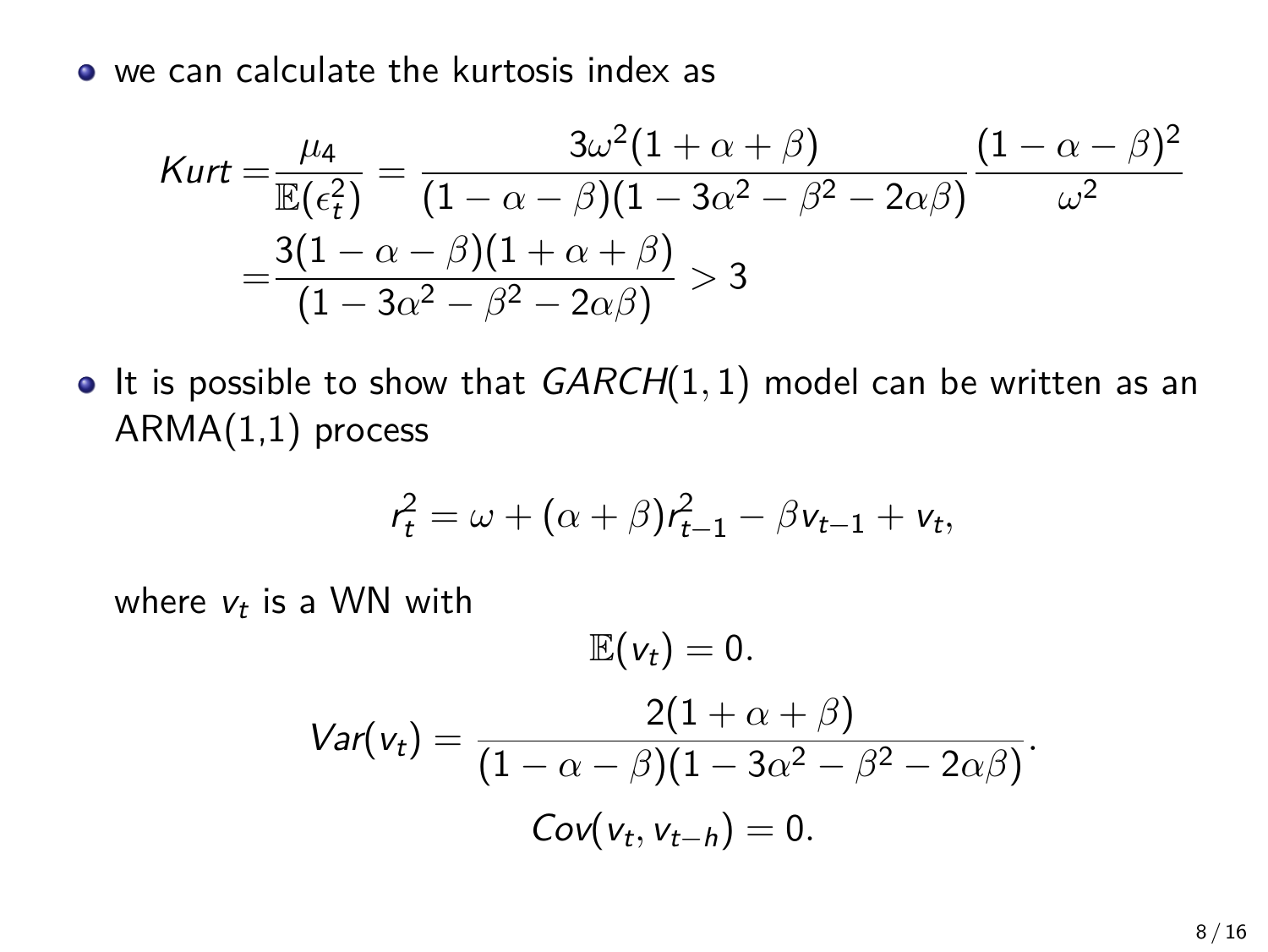- we can calculate the kurtosis index as

$$
\begin{aligned}
Kurt =& \frac{\mu_4}{\mathbb{E}(\epsilon_t^2)} = \frac{3\omega^2(1+\alpha+\beta)}{(1-\alpha-\beta)(1-3\alpha^2-\beta^2-2\alpha\beta)} \frac{(1-\alpha-\beta)^2}{\omega^2} \\
=& \frac{3(1-\alpha-\beta)(1+\alpha+\beta)}{(1-3\alpha^2-\beta^2-2\alpha\beta)} > 3
\end{aligned}
$$

- It is possible to show that $GARCH(1,1)$ model can be written as an ARMA(1,1) process

$$
r_t^2 = \omega + (\alpha+\beta) r_{t-1}^2 - \beta v_{t-1} + v_t,
$$

where $v_t$ is a WN with

$$
\mathbb{E}(v_t) = 0.
$$

$$
Var(v_t) = \frac{2(1+\alpha+\beta)}{(1-\alpha-\beta)(1-3\alpha^2-\beta^2-2\alpha\beta)}.
$$

$$
Cov(v_t, v_{t-h}) = 0.
$$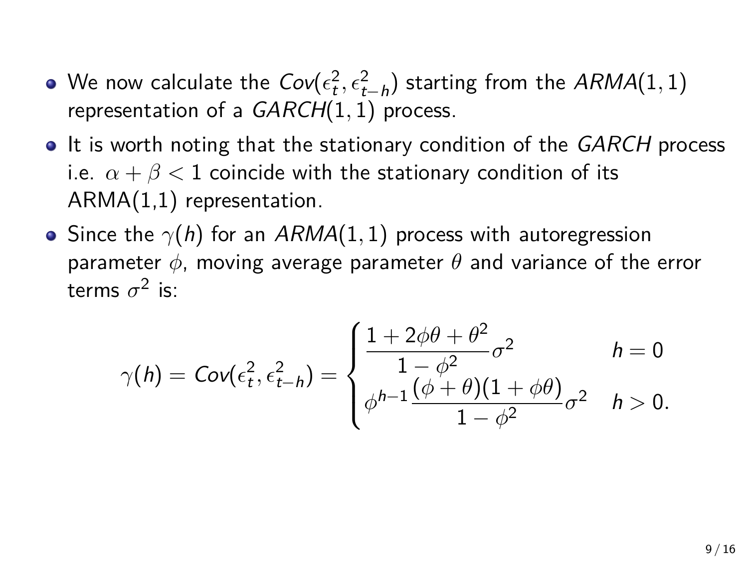- We now calculate the $Cov(\epsilon_t^2, \epsilon_{t-h}^2)$ starting from the $ARMA(1,1)$ representation of a $GARCH(1,1)$ process.
- It is worth noting that the stationary condition of the $GARCH$ process i.e. $\alpha + \beta < 1$ coincide with the stationary condition of its ARMA(1,1) representation.
- Since the $\gamma(h)$ for an $ARMA(1,1)$ process with autoregression parameter $\phi$, moving average parameter $\theta$ and variance of the error terms $\sigma^2$ is:

$$
\gamma(h) = Cov(\epsilon_t^2, \epsilon_{t-h}^2) = \begin{cases} \dfrac{1 + 2\phi\theta + \theta^2}{1 - \phi^2}\sigma^2 & h = 0 \\ \phi^{h-1}\dfrac{(\phi + \theta)(1 + \phi\theta)}{1 - \phi^2}\sigma^2 & h > 0. \end{cases}
$$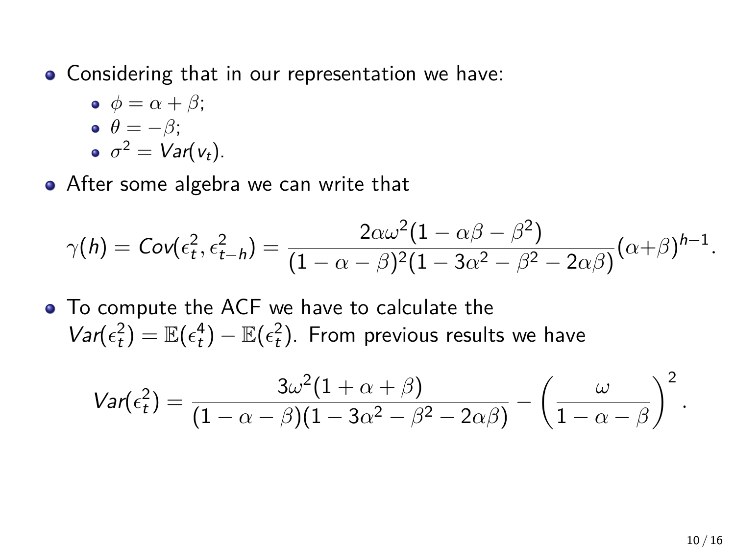- Considering that in our representation we have:
  - $\phi = \alpha + \beta$;
  - $\theta = -\beta$;
  - $\sigma^2 = Var(v_t)$.
- After some algebra we can write that

$$\gamma(h) = Cov(\epsilon_t^2, \epsilon_{t-h}^2) = \frac{2\alpha\omega^2(1 - \alpha\beta - \beta^2)}{(1 - \alpha - \beta)^2(1 - 3\alpha^2 - \beta^2 - 2\alpha\beta)}(\alpha+\beta)^{h-1}.$$

- To compute the ACF we have to calculate the $Var(\epsilon_t^2) = \mathbb{E}(\epsilon_t^4) - \mathbb{E}(\epsilon_t^2)$. From previous results we have

$$Var(\epsilon_t^2) = \frac{3\omega^2(1 + \alpha + \beta)}{(1 - \alpha - \beta)(1 - 3\alpha^2 - \beta^2 - 2\alpha\beta)} - \left(\frac{\omega}{1 - \alpha - \beta}\right)^2.$$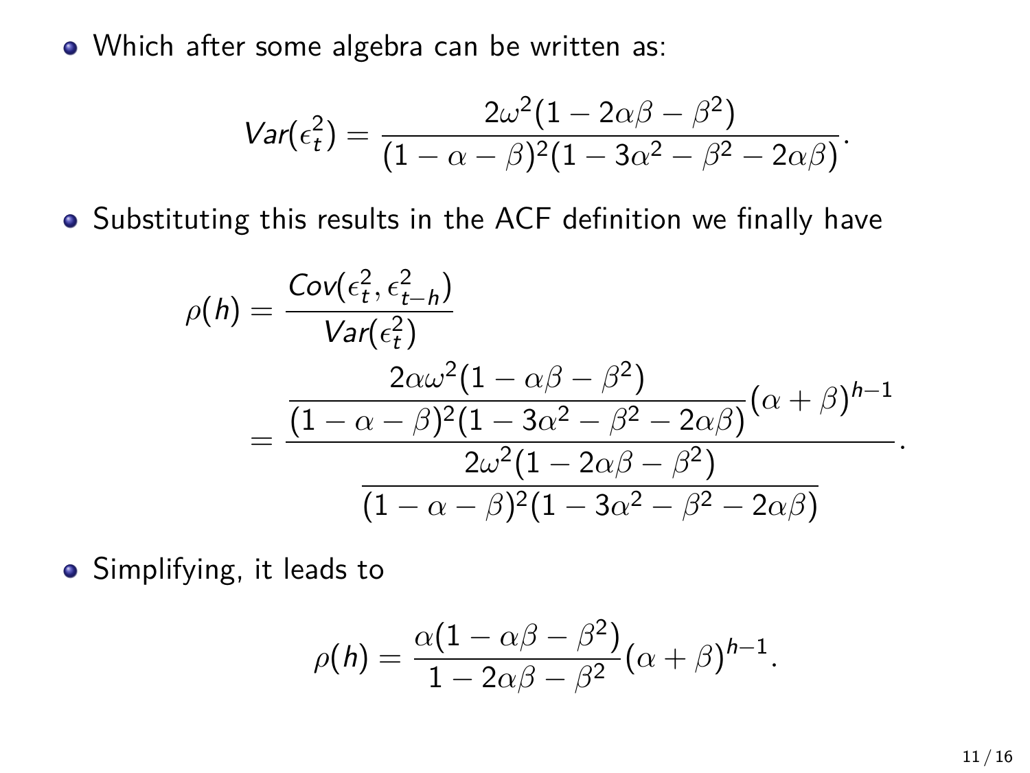- Which after some algebra can be written as:

$$Var(\epsilon_t^2) = \frac{2\omega^2(1 - 2\alpha\beta - \beta^2)}{(1 - \alpha - \beta)^2(1 - 3\alpha^2 - \beta^2 - 2\alpha\beta)}.$$

- Substituting this results in the ACF definition we finally have

$$\rho(h) = \frac{Cov(\epsilon_t^2, \epsilon_{t-h}^2)}{Var(\epsilon_t^2)} = \frac{\dfrac{2\alpha\omega^2(1 - \alpha\beta - \beta^2)}{(1 - \alpha - \beta)^2(1 - 3\alpha^2 - \beta^2 - 2\alpha\beta)}(\alpha + \beta)^{h-1}}{\dfrac{2\omega^2(1 - 2\alpha\beta - \beta^2)}{(1 - \alpha - \beta)^2(1 - 3\alpha^2 - \beta^2 - 2\alpha\beta)}}.$$

- Simplifying, it leads to

$$\rho(h) = \frac{\alpha(1 - \alpha\beta - \beta^2)}{1 - 2\alpha\beta - \beta^2}(\alpha + \beta)^{h-1}.$$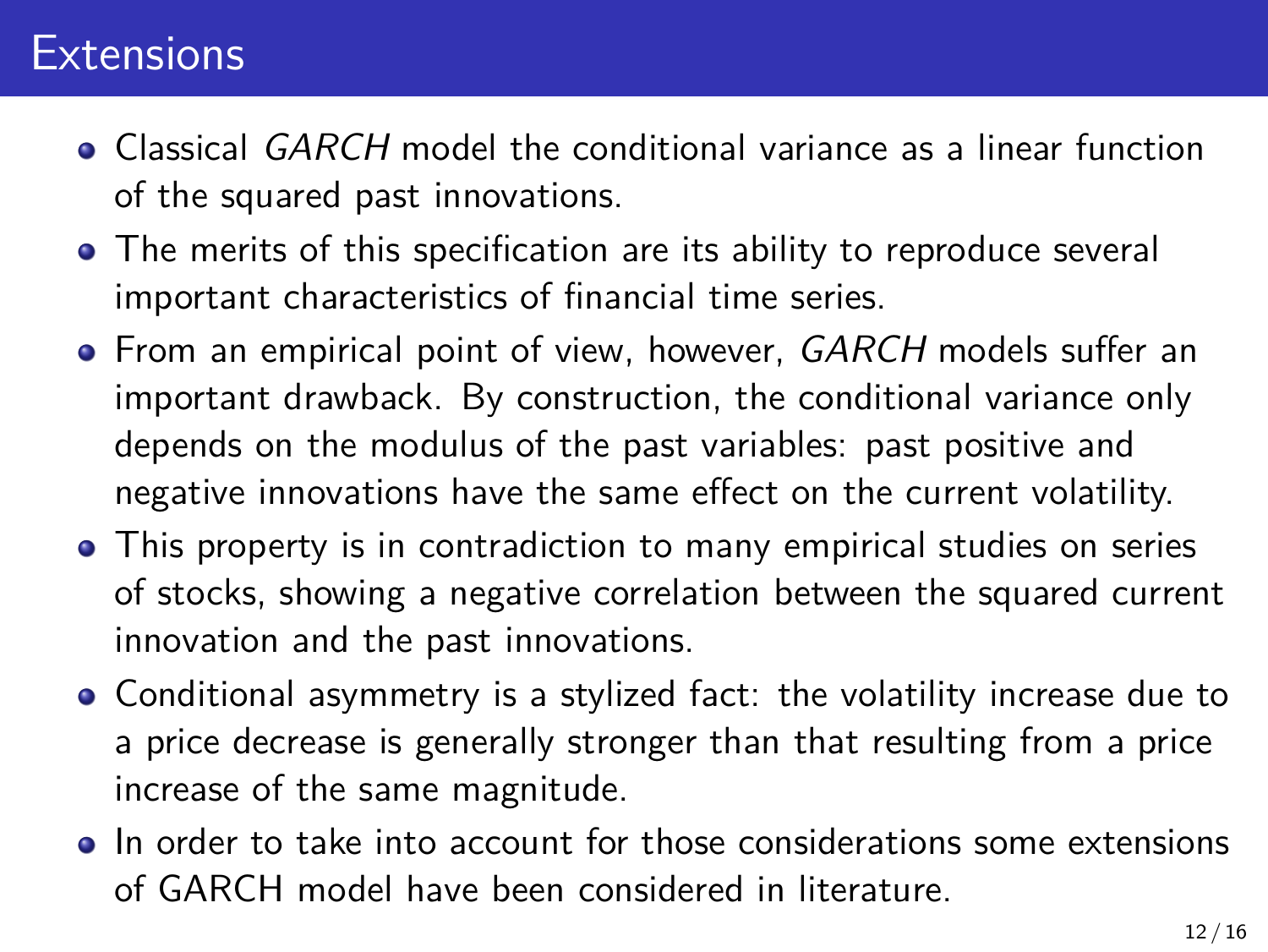# Extensions

- Classical *GARCH* model the conditional variance as a linear function of the squared past innovations.
- The merits of this specification are its ability to reproduce several important characteristics of financial time series.
- From an empirical point of view, however, *GARCH* models suffer an important drawback. By construction, the conditional variance only depends on the modulus of the past variables: past positive and negative innovations have the same effect on the current volatility.
- This property is in contradiction to many empirical studies on series of stocks, showing a negative correlation between the squared current innovation and the past innovations.
- Conditional asymmetry is a stylized fact: the volatility increase due to a price decrease is generally stronger than that resulting from a price increase of the same magnitude.
- In order to take into account for those considerations some extensions of GARCH model have been considered in literature.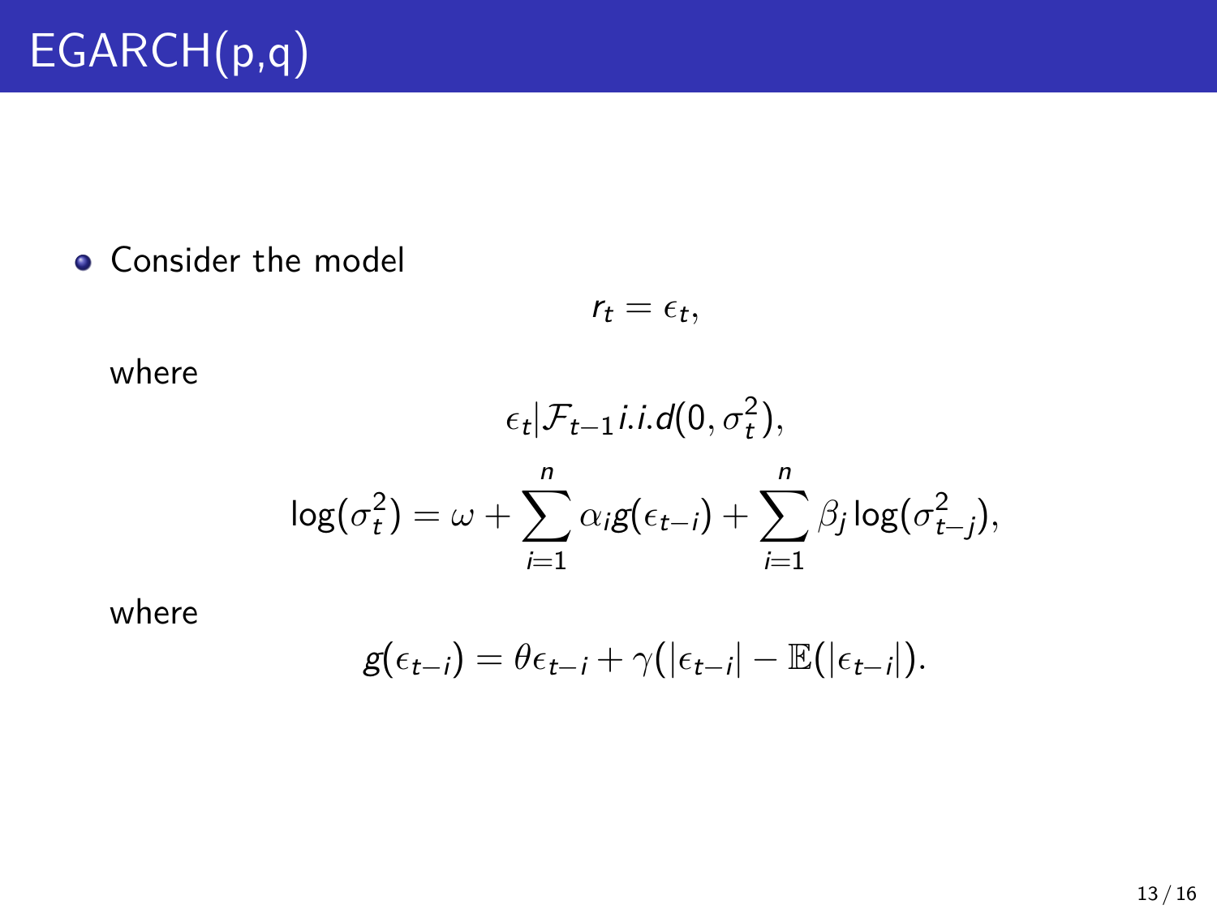# EGARCH(p,q)

- Consider the model

$$r_t = \epsilon_t,$$

where

$$\epsilon_t | \mathcal{F}_{t-1} i.i.d(0, \sigma_t^2),$$

$$\log(\sigma_t^2) = \omega + \sum_{i=1}^{n} \alpha_i g(\epsilon_{t-i}) + \sum_{i=1}^{n} \beta_j \log(\sigma_{t-j}^2),$$

where

$$g(\epsilon_{t-i}) = \theta \epsilon_{t-i} + \gamma(|\epsilon_{t-i}| - \mathbb{E}(|\epsilon_{t-i}|).$$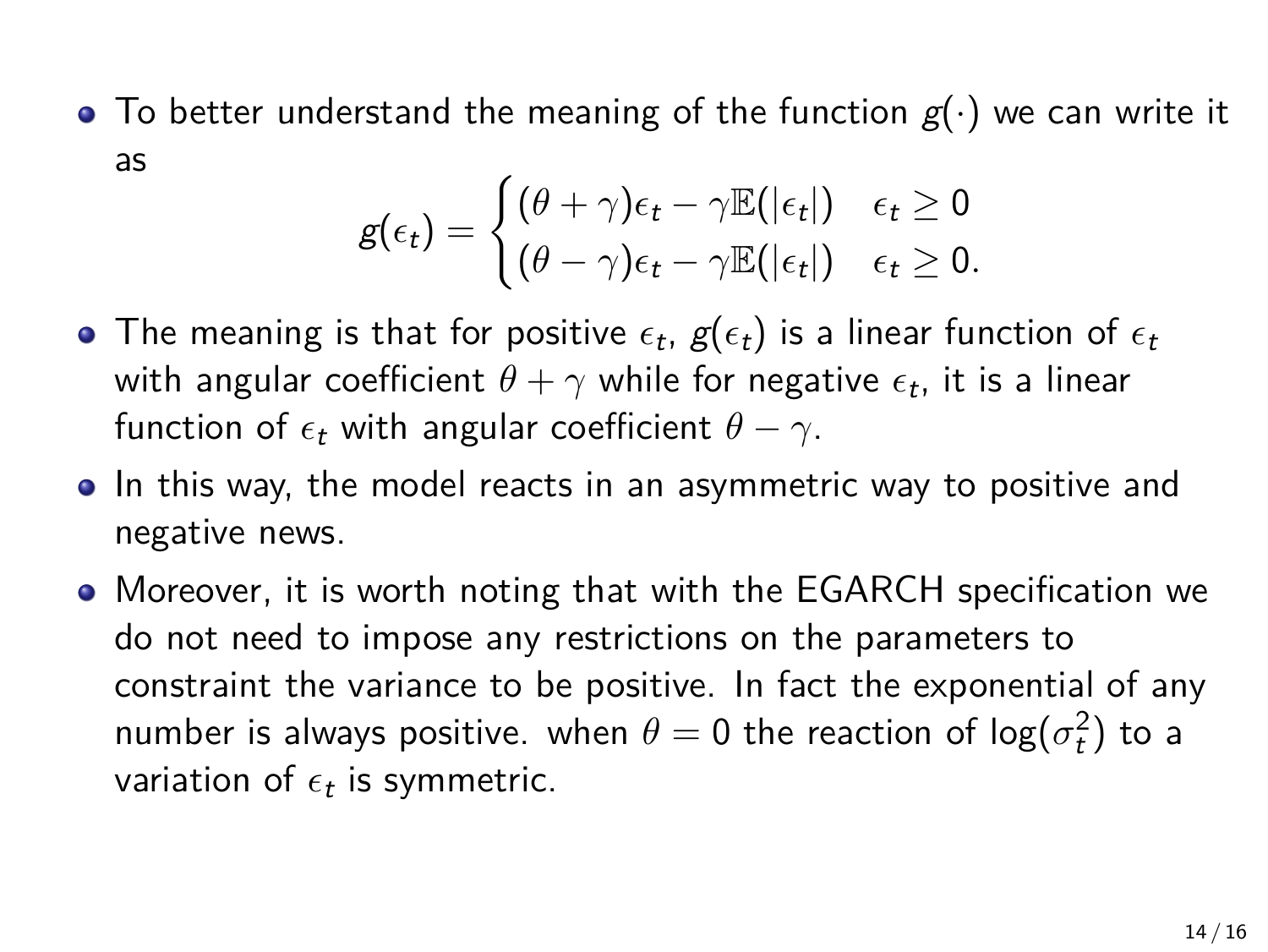- To better understand the meaning of the function $g(\cdot)$ we can write it as

$$g(\epsilon_t) = \begin{cases} (\theta + \gamma)\epsilon_t - \gamma\mathbb{E}(|\epsilon_t|) & \epsilon_t \geq 0 \\ (\theta - \gamma)\epsilon_t - \gamma\mathbb{E}(|\epsilon_t|) & \epsilon_t \geq 0. \end{cases}$$

- The meaning is that for positive $\epsilon_t$, $g(\epsilon_t)$ is a linear function of $\epsilon_t$ with angular coefficient $\theta + \gamma$ while for negative $\epsilon_t$, it is a linear function of $\epsilon_t$ with angular coefficient $\theta - \gamma$.
- In this way, the model reacts in an asymmetric way to positive and negative news.
- Moreover, it is worth noting that with the EGARCH specification we do not need to impose any restrictions on the parameters to constraint the variance to be positive. In fact the exponential of any number is always positive. when $\theta = 0$ the reaction of $\log(\sigma_t^2)$ to a variation of $\epsilon_t$ is symmetric.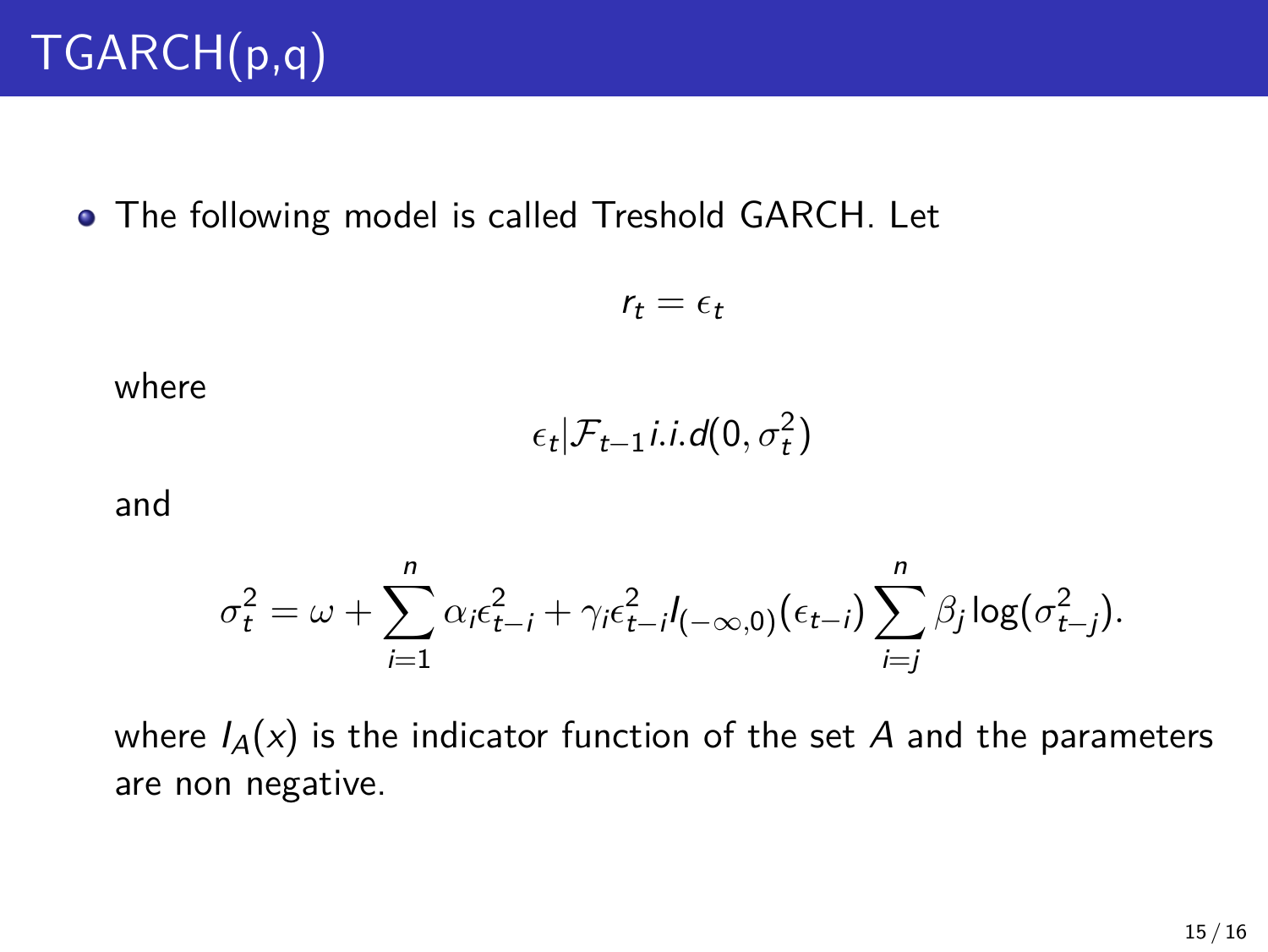# TGARCH(p,q)

- The following model is called Treshold GARCH. Let

$$r_t = \epsilon_t$$

where

$$\epsilon_t | \mathcal{F}_{t-1} i.i.d(0, \sigma_t^2)$$

and

$$\sigma_t^2 = \omega + \sum_{i=1}^{n} \alpha_i \epsilon_{t-i}^2 + \gamma_i \epsilon_{t-i}^2 I_{(-\infty,0)}(\epsilon_{t-i}) \sum_{i=j}^{n} \beta_j \log(\sigma_{t-j}^2).$$

where $I_A(x)$ is the indicator function of the set $A$ and the parameters are non negative.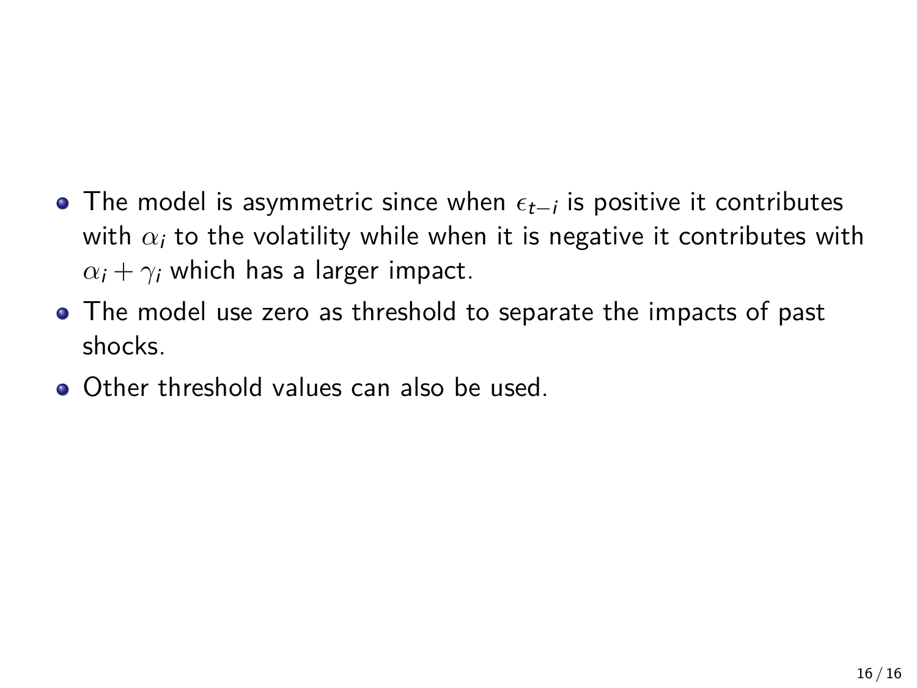- The model is asymmetric since when $\epsilon_{t-i}$ is positive it contributes with $\alpha_i$ to the volatility while when it is negative it contributes with $\alpha_i + \gamma_i$ which has a larger impact.
- The model use zero as threshold to separate the impacts of past shocks.
- Other threshold values can also be used.